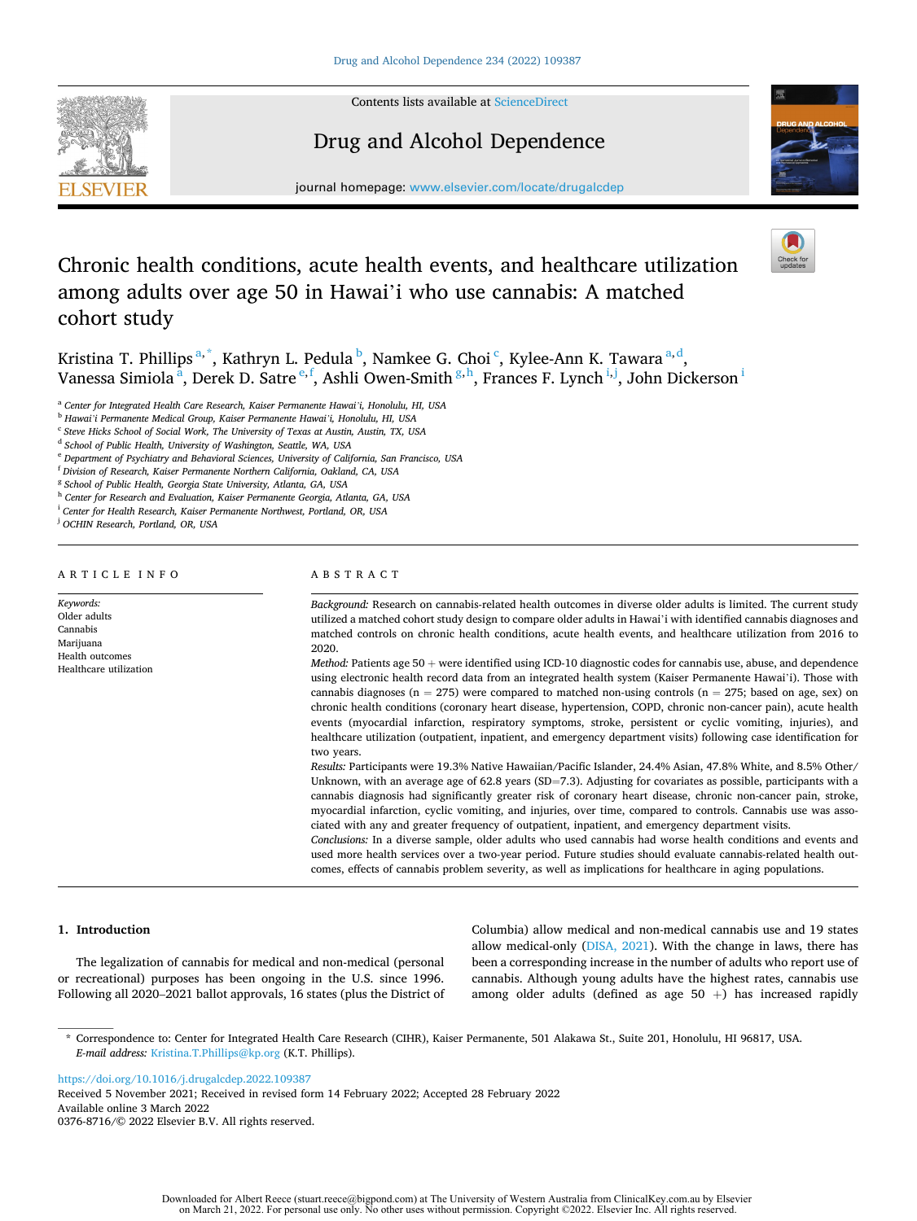# Chronic health conditions, acute health events, and healthcare utilization among adults over age 50 in Hawai'i who use cannabis: A matched cohort study

Kristina T. Phillips [a,*], Kathryn L. Pedula [b], Namkee G. Choi [c], Kylee-Ann K. Tawara [a,d], Vanessa Simiola [a], Derek D. Satre [e,f], Ashli Owen-Smith [g,h], Frances F. Lynch [i,j], John Dickerson [i]

[a] Center for Integrated Health Care Research, Kaiser Permanente Hawai'i, Honolulu, HI, USA
[b] Hawai'i Permanente Medical Group, Kaiser Permanente Hawai'i, Honolulu, HI, USA
[c] Steve Hicks School of Social Work, The University of Texas at Austin, Austin, TX, USA
[d] School of Public Health, University of Washington, Seattle, WA, USA
[e] Department of Psychiatry and Behavioral Sciences, University of California, San Francisco, USA
[f] Division of Research, Kaiser Permanente Northern California, Oakland, CA, USA
[g] School of Public Health, Georgia State University, Atlanta, GA, USA
[h] Center for Research and Evaluation, Kaiser Permanente Georgia, Atlanta, GA, USA
[i] Center for Health Research, Kaiser Permanente Northwest, Portland, OR, USA
[j] OCHIN Research, Portland, OR, USA

## ARTICLE INFO

*Keywords:*
Older adults
Cannabis
Marijuana
Health outcomes
Healthcare utilization

## ABSTRACT

*Background:* Research on cannabis-related health outcomes in diverse older adults is limited. The current study utilized a matched cohort study design to compare older adults in Hawai'i with identified cannabis diagnoses and matched controls on chronic health conditions, acute health events, and healthcare utilization from 2016 to 2020.

*Method:* Patients age 50 + were identified using ICD-10 diagnostic codes for cannabis use, abuse, and dependence using electronic health record data from an integrated health system (Kaiser Permanente Hawai'i). Those with cannabis diagnoses (n = 275) were compared to matched non-using controls (n = 275; based on age, sex) on chronic health conditions (coronary heart disease, hypertension, COPD, chronic non-cancer pain), acute health events (myocardial infarction, respiratory symptoms, stroke, persistent or cyclic vomiting, injuries), and healthcare utilization (outpatient, inpatient, and emergency department visits) following case identification for two years.

*Results:* Participants were 19.3% Native Hawaiian/Pacific Islander, 24.4% Asian, 47.8% White, and 8.5% Other/Unknown, with an average age of 62.8 years (SD=7.3). Adjusting for covariates as possible, participants with a cannabis diagnosis had significantly greater risk of coronary heart disease, chronic non-cancer pain, stroke, myocardial infarction, cyclic vomiting, and injuries, over time, compared to controls. Cannabis use was associated with any and greater frequency of outpatient, inpatient, and emergency department visits.

*Conclusions:* In a diverse sample, older adults who used cannabis had worse health conditions and events and used more health services over a two-year period. Future studies should evaluate cannabis-related health outcomes, effects of cannabis problem severity, as well as implications for healthcare in aging populations.

## 1. Introduction

The legalization of cannabis for medical and non-medical (personal or recreational) purposes has been ongoing in the U.S. since 1996. Following all 2020–2021 ballot approvals, 16 states (plus the District of Columbia) allow medical and non-medical cannabis use and 19 states allow medical-only (DISA, 2021). With the change in laws, there has been a corresponding increase in the number of adults who report use of cannabis. Although young adults have the highest rates, cannabis use among older adults (defined as age 50 +) has increased rapidly

* Correspondence to: Center for Integrated Health Care Research (CIHR), Kaiser Permanente, 501 Alakawa St., Suite 201, Honolulu, HI 96817, USA.
*E-mail address:* Kristina.T.Phillips@kp.org (K.T. Phillips).

https://doi.org/10.1016/j.drugalcdep.2022.109387
Received 5 November 2021; Received in revised form 14 February 2022; Accepted 28 February 2022
Available online 3 March 2022
0376-8716/© 2022 Elsevier B.V. All rights reserved.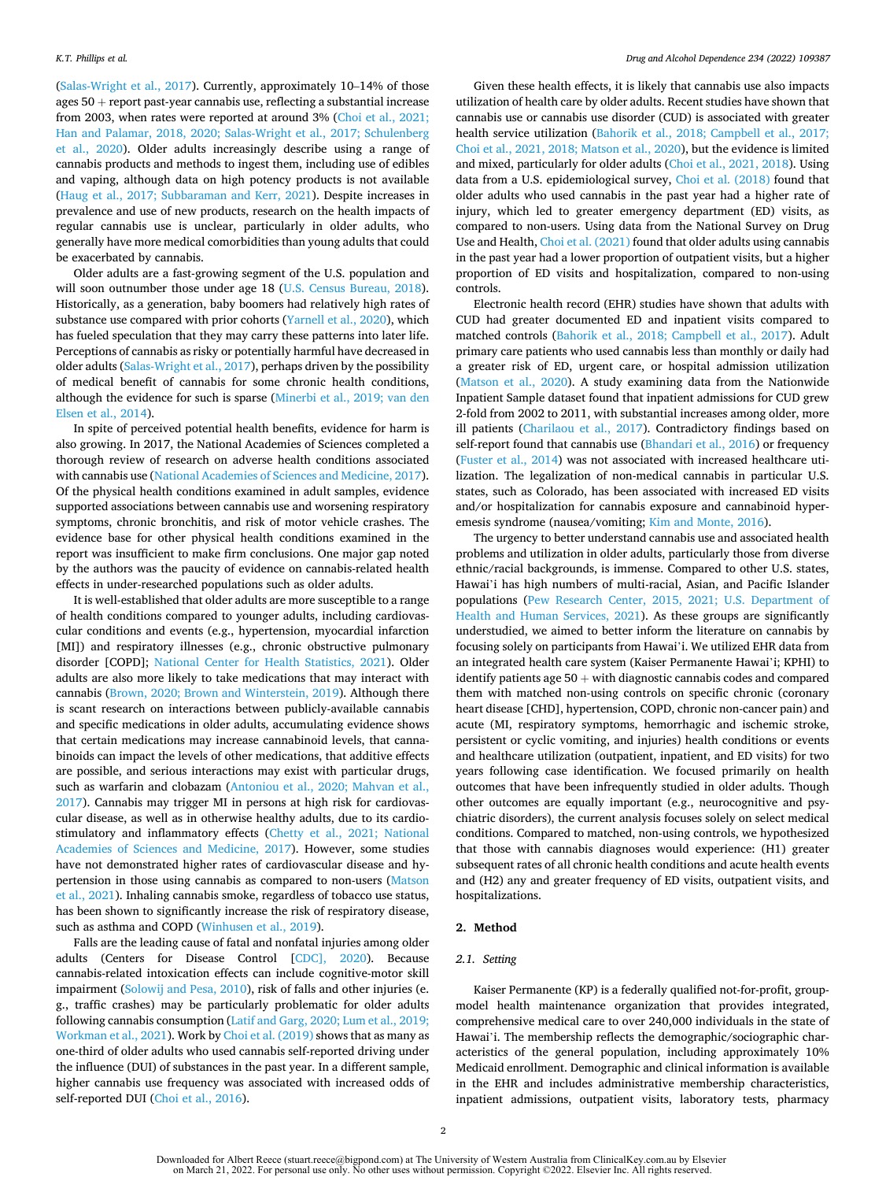(Salas-Wright et al., 2017). Currently, approximately 10–14% of those ages 50 + report past-year cannabis use, reflecting a substantial increase from 2003, when rates were reported at around 3% (Choi et al., 2021; Han and Palamar, 2018, 2020; Salas-Wright et al., 2017; Schulenberg et al., 2020). Older adults increasingly describe using a range of cannabis products and methods to ingest them, including use of edibles and vaping, although data on high potency products is not available (Haug et al., 2017; Subbaraman and Kerr, 2021). Despite increases in prevalence and use of new products, research on the health impacts of regular cannabis use is unclear, particularly in older adults, who generally have more medical comorbidities than young adults that could be exacerbated by cannabis.

Older adults are a fast-growing segment of the U.S. population and will soon outnumber those under age 18 (U.S. Census Bureau, 2018). Historically, as a generation, baby boomers had relatively high rates of substance use compared with prior cohorts (Yarnell et al., 2020), which has fueled speculation that they may carry these patterns into later life. Perceptions of cannabis as risky or potentially harmful have decreased in older adults (Salas-Wright et al., 2017), perhaps driven by the possibility of medical benefit of cannabis for some chronic health conditions, although the evidence for such is sparse (Minerbi et al., 2019; van den Elsen et al., 2014).

In spite of perceived potential health benefits, evidence for harm is also growing. In 2017, the National Academies of Sciences completed a thorough review of research on adverse health conditions associated with cannabis use (National Academies of Sciences and Medicine, 2017). Of the physical health conditions examined in adult samples, evidence supported associations between cannabis use and worsening respiratory symptoms, chronic bronchitis, and risk of motor vehicle crashes. The evidence base for other physical health conditions examined in the report was insufficient to make firm conclusions. One major gap noted by the authors was the paucity of evidence on cannabis-related health effects in under-researched populations such as older adults.

It is well-established that older adults are more susceptible to a range of health conditions compared to younger adults, including cardiovascular conditions and events (e.g., hypertension, myocardial infarction [MI]) and respiratory illnesses (e.g., chronic obstructive pulmonary disorder [COPD]; National Center for Health Statistics, 2021). Older adults are also more likely to take medications that may interact with cannabis (Brown, 2020; Brown and Winterstein, 2019). Although there is scant research on interactions between publicly-available cannabis and specific medications in older adults, accumulating evidence shows that certain medications may increase cannabinoid levels, that cannabinoids can impact the levels of other medications, that additive effects are possible, and serious interactions may exist with particular drugs, such as warfarin and clobazam (Antoniou et al., 2020; Mahvan et al., 2017). Cannabis may trigger MI in persons at high risk for cardiovascular disease, as well as in otherwise healthy adults, due to its cardiostimulatory and inflammatory effects (Chetty et al., 2021; National Academies of Sciences and Medicine, 2017). However, some studies have not demonstrated higher rates of cardiovascular disease and hypertension in those using cannabis as compared to non-users (Matson et al., 2021). Inhaling cannabis smoke, regardless of tobacco use status, has been shown to significantly increase the risk of respiratory disease, such as asthma and COPD (Winhusen et al., 2019).

Falls are the leading cause of fatal and nonfatal injuries among older adults (Centers for Disease Control [CDC], 2020). Because cannabis-related intoxication effects can include cognitive-motor skill impairment (Solowij and Pesa, 2010), risk of falls and other injuries (e.g., traffic crashes) may be particularly problematic for older adults following cannabis consumption (Latif and Garg, 2020; Lum et al., 2019; Workman et al., 2021). Work by Choi et al. (2019) shows that as many as one-third of older adults who used cannabis self-reported driving under the influence (DUI) of substances in the past year. In a different sample, higher cannabis use frequency was associated with increased odds of self-reported DUI (Choi et al., 2016).

Given these health effects, it is likely that cannabis use also impacts utilization of health care by older adults. Recent studies have shown that cannabis use or cannabis use disorder (CUD) is associated with greater health service utilization (Bahorik et al., 2018; Campbell et al., 2017; Choi et al., 2021, 2018; Matson et al., 2020), but the evidence is limited and mixed, particularly for older adults (Choi et al., 2021, 2018). Using data from a U.S. epidemiological survey, Choi et al. (2018) found that older adults who used cannabis in the past year had a higher rate of injury, which led to greater emergency department (ED) visits, as compared to non-users. Using data from the National Survey on Drug Use and Health, Choi et al. (2021) found that older adults using cannabis in the past year had a lower proportion of outpatient visits, but a higher proportion of ED visits and hospitalization, compared to non-using controls.

Electronic health record (EHR) studies have shown that adults with CUD had greater documented ED and inpatient visits compared to matched controls (Bahorik et al., 2018; Campbell et al., 2017). Adult primary care patients who used cannabis less than monthly or daily had a greater risk of ED, urgent care, or hospital admission utilization (Matson et al., 2020). A study examining data from the Nationwide Inpatient Sample dataset found that inpatient admissions for CUD grew 2-fold from 2002 to 2011, with substantial increases among older, more ill patients (Charilaou et al., 2017). Contradictory findings based on self-report found that cannabis use (Bhandari et al., 2016) or frequency (Fuster et al., 2014) was not associated with increased healthcare utilization. The legalization of non-medical cannabis in particular U.S. states, such as Colorado, has been associated with increased ED visits and/or hospitalization for cannabis exposure and cannabinoid hyperemesis syndrome (nausea/vomiting; Kim and Monte, 2016).

The urgency to better understand cannabis use and associated health problems and utilization in older adults, particularly those from diverse ethnic/racial backgrounds, is immense. Compared to other U.S. states, Hawai'i has high numbers of multi-racial, Asian, and Pacific Islander populations (Pew Research Center, 2015, 2021; U.S. Department of Health and Human Services, 2021). As these groups are significantly understudied, we aimed to better inform the literature on cannabis by focusing solely on participants from Hawai'i. We utilized EHR data from an integrated health care system (Kaiser Permanente Hawai'i; KPHI) to identify patients age 50 + with diagnostic cannabis codes and compared them with matched non-using controls on specific chronic (coronary heart disease [CHD], hypertension, COPD, chronic non-cancer pain) and acute (MI, respiratory symptoms, hemorrhagic and ischemic stroke, persistent or cyclic vomiting, and injuries) health conditions or events and healthcare utilization (outpatient, inpatient, and ED visits) for two years following case identification. We focused primarily on health outcomes that have been infrequently studied in older adults. Though other outcomes are equally important (e.g., neurocognitive and psychiatric disorders), the current analysis focuses solely on select medical conditions. Compared to matched, non-using controls, we hypothesized that those with cannabis diagnoses would experience: (H1) greater subsequent rates of all chronic health conditions and acute health events and (H2) any and greater frequency of ED visits, outpatient visits, and hospitalizations.

## 2. Method

### 2.1. Setting

Kaiser Permanente (KP) is a federally qualified not-for-profit, group-model health maintenance organization that provides integrated, comprehensive medical care to over 240,000 individuals in the state of Hawai'i. The membership reflects the demographic/sociographic characteristics of the general population, including approximately 10% Medicaid enrollment. Demographic and clinical information is available in the EHR and includes administrative membership characteristics, inpatient admissions, outpatient visits, laboratory tests, pharmacy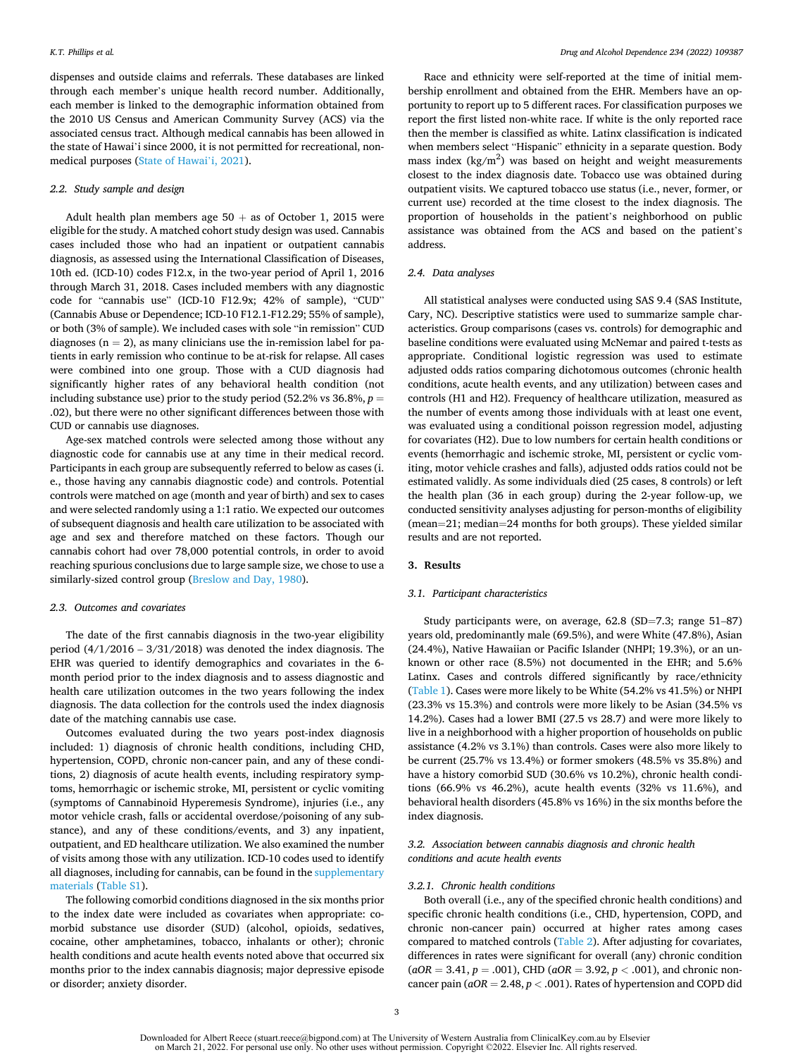dispenses and outside claims and referrals. These databases are linked through each member's unique health record number. Additionally, each member is linked to the demographic information obtained from the 2010 US Census and American Community Survey (ACS) via the associated census tract. Although medical cannabis has been allowed in the state of Hawai'i since 2000, it is not permitted for recreational, non-medical purposes (State of Hawai'i, 2021).

### 2.2. Study sample and design

Adult health plan members age 50 + as of October 1, 2015 were eligible for the study. A matched cohort study design was used. Cannabis cases included those who had an inpatient or outpatient cannabis diagnosis, as assessed using the International Classification of Diseases, 10th ed. (ICD-10) codes F12.x, in the two-year period of April 1, 2016 through March 31, 2018. Cases included members with any diagnostic code for "cannabis use" (ICD-10 F12.9x; 42% of sample), "CUD" (Cannabis Abuse or Dependence; ICD-10 F12.1-F12.29; 55% of sample), or both (3% of sample). We included cases with sole "in remission" CUD diagnoses (n = 2), as many clinicians use the in-remission label for patients in early remission who continue to be at-risk for relapse. All cases were combined into one group. Those with a CUD diagnosis had significantly higher rates of any behavioral health condition (not including substance use) prior to the study period (52.2% vs 36.8%, $p = .02$), but there were no other significant differences between those with CUD or cannabis use diagnoses.

Age-sex matched controls were selected among those without any diagnostic code for cannabis use at any time in their medical record. Participants in each group are subsequently referred to below as cases (i.e., those having any cannabis diagnostic code) and controls. Potential controls were matched on age (month and year of birth) and sex to cases and were selected randomly using a 1:1 ratio. We expected our outcomes of subsequent diagnosis and health care utilization to be associated with age and sex and therefore matched on these factors. Though our cannabis cohort had over 78,000 potential controls, in order to avoid reaching spurious conclusions due to large sample size, we chose to use a similarly-sized control group (Breslow and Day, 1980).

### 2.3. Outcomes and covariates

The date of the first cannabis diagnosis in the two-year eligibility period (4/1/2016 – 3/31/2018) was denoted the index diagnosis. The EHR was queried to identify demographics and covariates in the 6-month period prior to the index diagnosis and to assess diagnostic and health care utilization outcomes in the two years following the index diagnosis. The data collection for the controls used the index diagnosis date of the matching cannabis use case.

Outcomes evaluated during the two years post-index diagnosis included: 1) diagnosis of chronic health conditions, including CHD, hypertension, COPD, chronic non-cancer pain, and any of these conditions, 2) diagnosis of acute health events, including respiratory symptoms, hemorrhagic or ischemic stroke, MI, persistent or cyclic vomiting (symptoms of Cannabinoid Hyperemesis Syndrome), injuries (i.e., any motor vehicle crash, falls or accidental overdose/poisoning of any substance), and any of these conditions/events, and 3) any inpatient, outpatient, and ED healthcare utilization. We also examined the number of visits among those with any utilization. ICD-10 codes used to identify all diagnoses, including for cannabis, can be found in the supplementary materials (Table S1).

The following comorbid conditions diagnosed in the six months prior to the index date were included as covariates when appropriate: comorbid substance use disorder (SUD) (alcohol, opioids, sedatives, cocaine, other amphetamines, tobacco, inhalants or other); chronic health conditions and acute health events noted above that occurred six months prior to the index cannabis diagnosis; major depressive episode or disorder; anxiety disorder.

Race and ethnicity were self-reported at the time of initial membership enrollment and obtained from the EHR. Members have an opportunity to report up to 5 different races. For classification purposes we report the first listed non-white race. If white is the only reported race then the member is classified as white. Latinx classification is indicated when members select "Hispanic" ethnicity in a separate question. Body mass index (kg/m$^2$) was based on height and weight measurements closest to the index diagnosis date. Tobacco use was obtained during outpatient visits. We captured tobacco use status (i.e., never, former, or current use) recorded at the time closest to the index diagnosis. The proportion of households in the patient's neighborhood on public assistance was obtained from the ACS and based on the patient's address.

### 2.4. Data analyses

All statistical analyses were conducted using SAS 9.4 (SAS Institute, Cary, NC). Descriptive statistics were used to summarize sample characteristics. Group comparisons (cases vs. controls) for demographic and baseline conditions were evaluated using McNemar and paired t-tests as appropriate. Conditional logistic regression was used to estimate adjusted odds ratios comparing dichotomous outcomes (chronic health conditions, acute health events, and any utilization) between cases and controls (H1 and H2). Frequency of healthcare utilization, measured as the number of events among those individuals with at least one event, was evaluated using a conditional poisson regression model, adjusting for covariates (H2). Due to low numbers for certain health conditions or events (hemorrhagic and ischemic stroke, MI, persistent or cyclic vomiting, motor vehicle crashes and falls), adjusted odds ratios could not be estimated validly. As some individuals died (25 cases, 8 controls) or left the health plan (36 in each group) during the 2-year follow-up, we conducted sensitivity analyses adjusting for person-months of eligibility (mean=21; median=24 months for both groups). These yielded similar results and are not reported.

## 3. Results

### 3.1. Participant characteristics

Study participants were, on average, 62.8 (SD=7.3; range 51–87) years old, predominantly male (69.5%), and were White (47.8%), Asian (24.4%), Native Hawaiian or Pacific Islander (NHPI; 19.3%), or an unknown or other race (8.5%) not documented in the EHR; and 5.6% Latinx. Cases and controls differed significantly by race/ethnicity (Table 1). Cases were more likely to be White (54.2% vs 41.5%) or NHPI (23.3% vs 15.3%) and controls were more likely to be Asian (34.5% vs 14.2%). Cases had a lower BMI (27.5 vs 28.7) and were more likely to live in a neighborhood with a higher proportion of households on public assistance (4.2% vs 3.1%) than controls. Cases were also more likely to be current (25.7% vs 13.4%) or former smokers (48.5% vs 35.8%) and have a history comorbid SUD (30.6% vs 10.2%), chronic health conditions (66.9% vs 46.2%), acute health events (32% vs 11.6%), and behavioral health disorders (45.8% vs 16%) in the six months before the index diagnosis.

### 3.2. Association between cannabis diagnosis and chronic health conditions and acute health events

#### 3.2.1. Chronic health conditions

Both overall (i.e., any of the specified chronic health conditions) and specific chronic health conditions (i.e., CHD, hypertension, COPD, and chronic non-cancer pain) occurred at higher rates among cases compared to matched controls (Table 2). After adjusting for covariates, differences in rates were significant for overall (any) chronic condition ($aOR = 3.41$, $p = .001$), CHD ($aOR = 3.92$, $p < .001$), and chronic non-cancer pain ($aOR = 2.48$, $p < .001$). Rates of hypertension and COPD did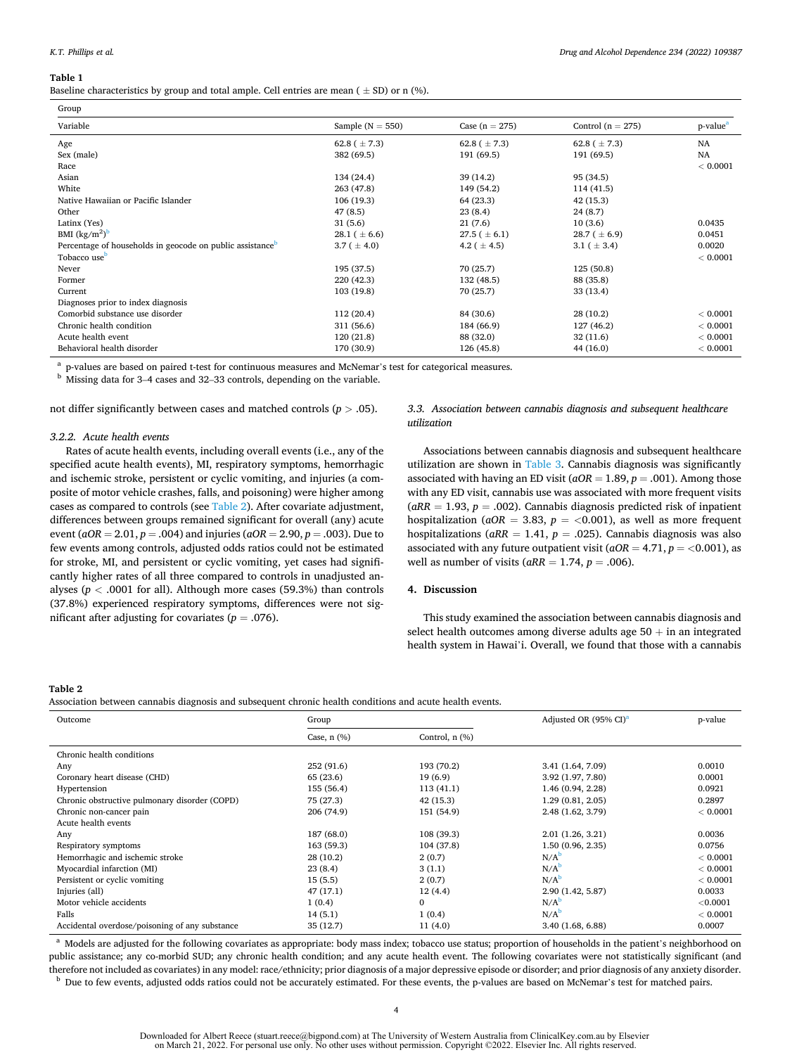**Table 1**
Baseline characteristics by group and total ample. Cell entries are mean ( ± SD) or n (%).

| Variable | Sample (N = 550) | Case (n = 275) | Control (n = 275) | p-value[a] |
|---|---|---|---|---|
| Age | 62.8 ( ± 7.3) | 62.8 ( ± 7.3) | 62.8 ( ± 7.3) | NA |
| Sex (male) | 382 (69.5) | 191 (69.5) | 191 (69.5) | NA |
| Race | | | | < 0.0001 |
| Asian | 134 (24.4) | 39 (14.2) | 95 (34.5) | |
| White | 263 (47.8) | 149 (54.2) | 114 (41.5) | |
| Native Hawaiian or Pacific Islander | 106 (19.3) | 64 (23.3) | 42 (15.3) | |
| Other | 47 (8.5) | 23 (8.4) | 24 (8.7) | |
| Latinx (Yes) | 31 (5.6) | 21 (7.6) | 10 (3.6) | 0.0435 |
| BMI ($kg/m^2$)[b] | 28.1 ( ± 6.6) | 27.5 ( ± 6.1) | 28.7 ( ± 6.9) | 0.0451 |
| Percentage of households in geocode on public assistance[b] | 3.7 ( ± 4.0) | 4.2 ( ± 4.5) | 3.1 ( ± 3.4) | 0.0020 |
| Tobacco use[b] | | | | < 0.0001 |
| Never | 195 (37.5) | 70 (25.7) | 125 (50.8) | |
| Former | 220 (42.3) | 132 (48.5) | 88 (35.8) | |
| Current | 103 (19.8) | 70 (25.7) | 33 (13.4) | |
| Diagnoses prior to index diagnosis | | | | |
| Comorbid substance use disorder | 112 (20.4) | 84 (30.6) | 28 (10.2) | < 0.0001 |
| Chronic health condition | 311 (56.6) | 184 (66.9) | 127 (46.2) | < 0.0001 |
| Acute health event | 120 (21.8) | 88 (32.0) | 32 (11.6) | < 0.0001 |
| Behavioral health disorder | 170 (30.9) | 126 (45.8) | 44 (16.0) | < 0.0001 |

[a] p-values are based on paired t-test for continuous measures and McNemar's test for categorical measures.
[b] Missing data for 3–4 cases and 32–33 controls, depending on the variable.

not differ significantly between cases and matched controls ($p > .05$).

#### 3.2.2. Acute health events

Rates of acute health events, including overall events (i.e., any of the specified acute health events), MI, respiratory symptoms, hemorrhagic and ischemic stroke, persistent or cyclic vomiting, and injuries (a composite of motor vehicle crashes, falls, and poisoning) were higher among cases as compared to controls (see Table 2). After covariate adjustment, differences between groups remained significant for overall (any) acute event ($aOR = 2.01$, $p = .004$) and injuries ($aOR = 2.90$, $p = .003$). Due to few events among controls, adjusted odds ratios could not be estimated for stroke, MI, and persistent or cyclic vomiting, yet cases had significantly higher rates of all three compared to controls in unadjusted analyses ($p < .0001$ for all). Although more cases (59.3%) than controls (37.8%) experienced respiratory symptoms, differences were not significant after adjusting for covariates ($p = .076$).

### 3.3. Association between cannabis diagnosis and subsequent healthcare utilization

Associations between cannabis diagnosis and subsequent healthcare utilization are shown in Table 3. Cannabis diagnosis was significantly associated with having an ED visit ($aOR = 1.89$, $p = .001$). Among those with any ED visit, cannabis use was associated with more frequent visits ($aRR = 1.93$, $p = .002$). Cannabis diagnosis predicted risk of inpatient hospitalization ($aOR = 3.83$, $p = <0.001$), as well as more frequent hospitalizations ($aRR = 1.41$, $p = .025$). Cannabis diagnosis was also associated with any future outpatient visit ($aOR = 4.71$, $p = <0.001$), as well as number of visits ($aRR = 1.74$, $p = .006$).

## 4. Discussion

This study examined the association between cannabis diagnosis and select health outcomes among diverse adults age 50 + in an integrated health system in Hawai'i. Overall, we found that those with a cannabis

**Table 2**
Association between cannabis diagnosis and subsequent chronic health conditions and acute health events.

| Outcome | Group | | Adjusted OR (95% CI)[a] | p-value |
|---|---|---|---|---|
| | Case, n (%) | Control, n (%) | | |
| Chronic health conditions | | | | |
| Any | 252 (91.6) | 193 (70.2) | 3.41 (1.64, 7.09) | 0.0010 |
| Coronary heart disease (CHD) | 65 (23.6) | 19 (6.9) | 3.92 (1.97, 7.80) | 0.0001 |
| Hypertension | 155 (56.4) | 113 (41.1) | 1.46 (0.94, 2.28) | 0.0921 |
| Chronic obstructive pulmonary disorder (COPD) | 75 (27.3) | 42 (15.3) | 1.29 (0.81, 2.05) | 0.2897 |
| Chronic non-cancer pain | 206 (74.9) | 151 (54.9) | 2.48 (1.62, 3.79) | < 0.0001 |
| Acute health events | | | | |
| Any | 187 (68.0) | 108 (39.3) | 2.01 (1.26, 3.21) | 0.0036 |
| Respiratory symptoms | 163 (59.3) | 104 (37.8) | 1.50 (0.96, 2.35) | 0.0756 |
| Hemorrhagic and ischemic stroke | 28 (10.2) | 2 (0.7) | N/A[b] | < 0.0001 |
| Myocardial infarction (MI) | 23 (8.4) | 3 (1.1) | N/A[b] | < 0.0001 |
| Persistent or cyclic vomiting | 15 (5.5) | 2 (0.7) | N/A[b] | < 0.0001 |
| Injuries (all) | 47 (17.1) | 12 (4.4) | 2.90 (1.42, 5.87) | 0.0033 |
| Motor vehicle accidents | 1 (0.4) | 0 | N/A[b] | <0.0001 |
| Falls | 14 (5.1) | 1 (0.4) | N/A[b] | < 0.0001 |
| Accidental overdose/poisoning of any substance | 35 (12.7) | 11 (4.0) | 3.40 (1.68, 6.88) | 0.0007 |

[a] Models are adjusted for the following covariates as appropriate: body mass index; tobacco use status; proportion of households in the patient's neighborhood on public assistance; any co-morbid SUD; any chronic health condition; and any acute health event. The following covariates were not statistically significant (and therefore not included as covariates) in any model: race/ethnicity; prior diagnosis of a major depressive episode or disorder; and prior diagnosis of any anxiety disorder.
[b] Due to few events, adjusted odds ratios could not be accurately estimated. For these events, the p-values are based on McNemar's test for matched pairs.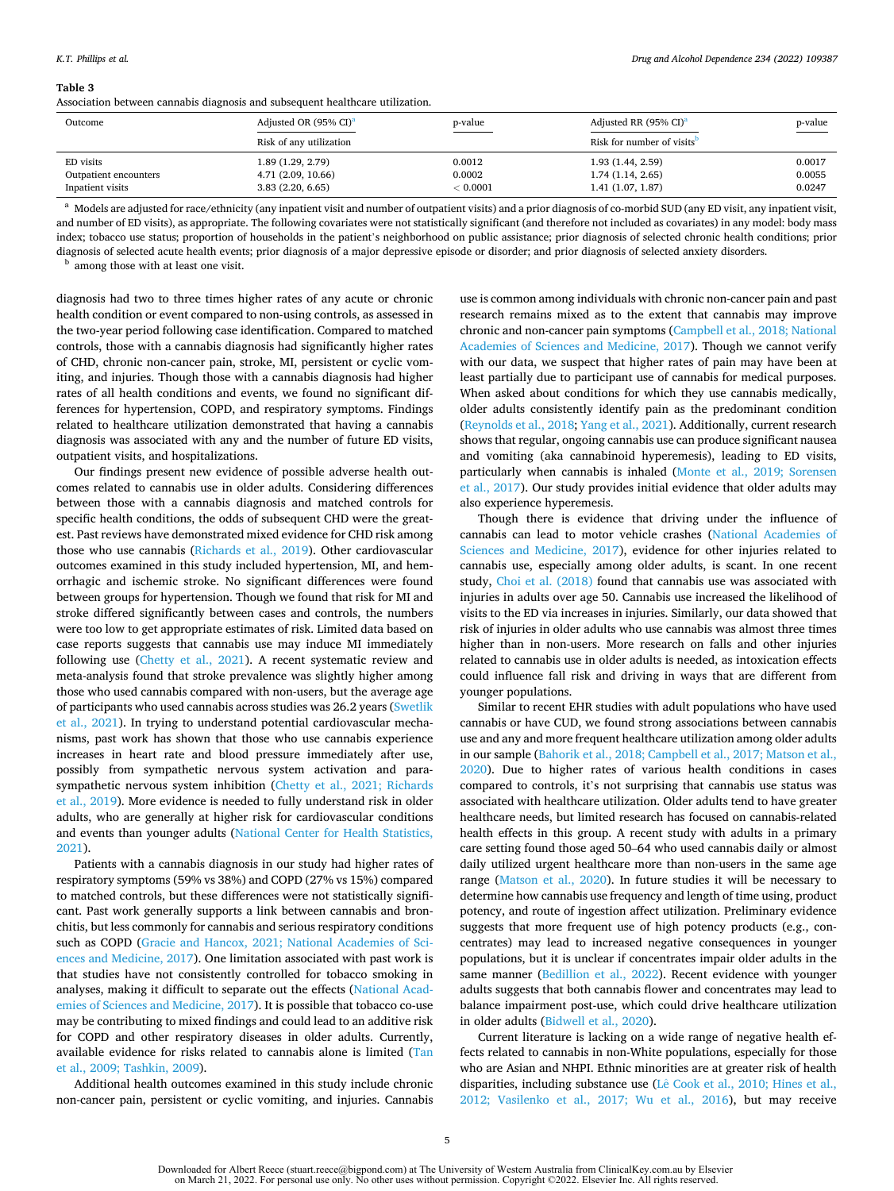**Table 3**
Association between cannabis diagnosis and subsequent healthcare utilization.

| Outcome | Adjusted OR (95% CI)[a] | p-value | Adjusted RR (95% CI)[a] | p-value |
|---|---|---|---|---|
| | Risk of any utilization | | Risk for number of visits[b] | |
| ED visits | 1.89 (1.29, 2.79) | 0.0012 | 1.93 (1.44, 2.59) | 0.0017 |
| Outpatient encounters | 4.71 (2.09, 10.66) | 0.0002 | 1.74 (1.14, 2.65) | 0.0055 |
| Inpatient visits | 3.83 (2.20, 6.65) | < 0.0001 | 1.41 (1.07, 1.87) | 0.0247 |

[a] Models are adjusted for race/ethnicity (any inpatient visit and number of outpatient visits) and a prior diagnosis of co-morbid SUD (any ED visit, any inpatient visit, and number of ED visits), as appropriate. The following covariates were not statistically significant (and therefore not included as covariates) in any model: body mass index; tobacco use status; proportion of households in the patient's neighborhood on public assistance; prior diagnosis of selected chronic health conditions; prior diagnosis of selected acute health events; prior diagnosis of a major depressive episode or disorder; and prior diagnosis of selected anxiety disorders.

[b] among those with at least one visit.

diagnosis had two to three times higher rates of any acute or chronic health condition or event compared to non-using controls, as assessed in the two-year period following case identification. Compared to matched controls, those with a cannabis diagnosis had significantly higher rates of CHD, chronic non-cancer pain, stroke, MI, persistent or cyclic vomiting, and injuries. Though those with a cannabis diagnosis had higher rates of all health conditions and events, we found no significant differences for hypertension, COPD, and respiratory symptoms. Findings related to healthcare utilization demonstrated that having a cannabis diagnosis was associated with any and the number of future ED visits, outpatient visits, and hospitalizations.

Our findings present new evidence of possible adverse health outcomes related to cannabis use in older adults. Considering differences between those with a cannabis diagnosis and matched controls for specific health conditions, the odds of subsequent CHD were the greatest. Past reviews have demonstrated mixed evidence for CHD risk among those who use cannabis (Richards et al., 2019). Other cardiovascular outcomes examined in this study included hypertension, MI, and hemorrhagic and ischemic stroke. No significant differences were found between groups for hypertension. Though we found that risk for MI and stroke differed significantly between cases and controls, the numbers were too low to get appropriate estimates of risk. Limited data based on case reports suggests that cannabis use may induce MI immediately following use (Chetty et al., 2021). A recent systematic review and meta-analysis found that stroke prevalence was slightly higher among those who used cannabis compared with non-users, but the average age of participants who used cannabis across studies was 26.2 years (Swetlik et al., 2021). In trying to understand potential cardiovascular mechanisms, past work has shown that those who use cannabis experience increases in heart rate and blood pressure immediately after use, possibly from sympathetic nervous system activation and parasympathetic nervous system inhibition (Chetty et al., 2021; Richards et al., 2019). More evidence is needed to fully understand risk in older adults, who are generally at higher risk for cardiovascular conditions and events than younger adults (National Center for Health Statistics, 2021).

Patients with a cannabis diagnosis in our study had higher rates of respiratory symptoms (59% vs 38%) and COPD (27% vs 15%) compared to matched controls, but these differences were not statistically significant. Past work generally supports a link between cannabis and bronchitis, but less commonly for cannabis and serious respiratory conditions such as COPD (Gracie and Hancox, 2021; National Academies of Sciences and Medicine, 2017). One limitation associated with past work is that studies have not consistently controlled for tobacco smoking in analyses, making it difficult to separate out the effects (National Academies of Sciences and Medicine, 2017). It is possible that tobacco co-use may be contributing to mixed findings and could lead to an additive risk for COPD and other respiratory diseases in older adults. Currently, available evidence for risks related to cannabis alone is limited (Tan et al., 2009; Tashkin, 2009).

Additional health outcomes examined in this study include chronic non-cancer pain, persistent or cyclic vomiting, and injuries. Cannabis use is common among individuals with chronic non-cancer pain and past research remains mixed as to the extent that cannabis may improve chronic and non-cancer pain symptoms (Campbell et al., 2018; National Academies of Sciences and Medicine, 2017). Though we cannot verify with our data, we suspect that higher rates of pain may have been at least partially due to participant use of cannabis for medical purposes. When asked about conditions for which they use cannabis medically, older adults consistently identify pain as the predominant condition (Reynolds et al., 2018; Yang et al., 2021). Additionally, current research shows that regular, ongoing cannabis use can produce significant nausea and vomiting (aka cannabinoid hyperemesis), leading to ED visits, particularly when cannabis is inhaled (Monte et al., 2019; Sorensen et al., 2017). Our study provides initial evidence that older adults may also experience hyperemesis.

Though there is evidence that driving under the influence of cannabis can lead to motor vehicle crashes (National Academies of Sciences and Medicine, 2017), evidence for other injuries related to cannabis use, especially among older adults, is scant. In one recent study, Choi et al. (2018) found that cannabis use was associated with injuries in adults over age 50. Cannabis use increased the likelihood of visits to the ED via increases in injuries. Similarly, our data showed that risk of injuries in older adults who use cannabis was almost three times higher than in non-users. More research on falls and other injuries related to cannabis use in older adults is needed, as intoxication effects could influence fall risk and driving in ways that are different from younger populations.

Similar to recent EHR studies with adult populations who have used cannabis or have CUD, we found strong associations between cannabis use and any and more frequent healthcare utilization among older adults in our sample (Bahorik et al., 2018; Campbell et al., 2017; Matson et al., 2020). Due to higher rates of various health conditions in cases compared to controls, it's not surprising that cannabis use status was associated with healthcare utilization. Older adults tend to have greater healthcare needs, but limited research has focused on cannabis-related health effects in this group. A recent study with adults in a primary care setting found those aged 50–64 who used cannabis daily or almost daily utilized urgent healthcare more than non-users in the same age range (Matson et al., 2020). In future studies it will be necessary to determine how cannabis use frequency and length of time using, product potency, and route of ingestion affect utilization. Preliminary evidence suggests that more frequent use of high potency products (e.g., concentrates) may lead to increased negative consequences in younger populations, but it is unclear if concentrates impair older adults in the same manner (Bedillion et al., 2022). Recent evidence with younger adults suggests that both cannabis flower and concentrates may lead to balance impairment post-use, which could drive healthcare utilization in older adults (Bidwell et al., 2020).

Current literature is lacking on a wide range of negative health effects related to cannabis in non-White populations, especially for those who are Asian and NHPI. Ethnic minorities are at greater risk of health disparities, including substance use (Lê Cook et al., 2010; Hines et al., 2012; Vasilenko et al., 2017; Wu et al., 2016), but may receive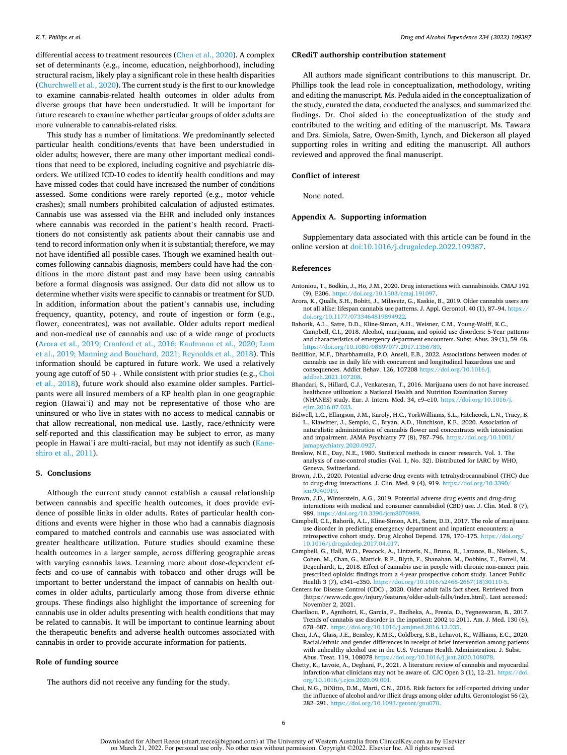differential access to treatment resources (Chen et al., 2020). A complex set of determinants (e.g., income, education, neighborhood), including structural racism, likely play a significant role in these health disparities (Churchwell et al., 2020). The current study is the first to our knowledge to examine cannabis-related health outcomes in older adults from diverse groups that have been understudied. It will be important for future research to examine whether particular groups of older adults are more vulnerable to cannabis-related risks.

This study has a number of limitations. We predominantly selected particular health conditions/events that have been understudied in older adults; however, there are many other important medical conditions that need to be explored, including cognitive and psychiatric disorders. We utilized ICD-10 codes to identify health conditions and may have missed codes that could have increased the number of conditions assessed. Some conditions were rarely reported (e.g., motor vehicle crashes); small numbers prohibited calculation of adjusted estimates. Cannabis use was assessed via the EHR and included only instances where cannabis was recorded in the patient's health record. Practitioners do not consistently ask patients about their cannabis use and tend to record information only when it is substantial; therefore, we may not have identified all possible cases. Though we examined health outcomes following cannabis diagnosis, members could have had the conditions in the more distant past and may have been using cannabis before a formal diagnosis was assigned. Our data did not allow us to determine whether visits were specific to cannabis or treatment for SUD. In addition, information about the patient's cannabis use, including frequency, quantity, potency, and route of ingestion or form (e.g., flower, concentrates), was not available. Older adults report medical and non-medical use of cannabis and use of a wide range of products (Arora et al., 2019; Cranford et al., 2016; Kaufmann et al., 2020; Lum et al., 2019; Manning and Bouchard, 2021; Reynolds et al., 2018). This information should be captured in future work. We used a relatively young age cutoff of 50 +. While consistent with prior studies (e.g., Choi et al., 2018), future work should also examine older samples. Participants were all insured members of a KP health plan in one geographic region (Hawai`i) and may not be representative of those who are uninsured or who live in states with no access to medical cannabis or that allow recreational, non-medical use. Lastly, race/ethnicity were self-reported and this classification may be subject to error, as many people in Hawai`i are multi-racial, but may not identify as such (Kaneshiro et al., 2011).

## 5. Conclusions

Although the current study cannot establish a causal relationship between cannabis and specific health outcomes, it does provide evidence of possible links in older adults. Rates of particular health conditions and events were higher in those who had a cannabis diagnosis compared to matched controls and cannabis use was associated with greater healthcare utilization. Future studies should examine these health outcomes in a larger sample, across differing geographic areas with varying cannabis laws. Learning more about dose-dependent effects and co-use of cannabis with tobacco and other drugs will be important to better understand the impact of cannabis on health outcomes in older adults, particularly among those from diverse ethnic groups. These findings also highlight the importance of screening for cannabis use in older adults presenting with health conditions that may be related to cannabis. It will be important to continue learning about the therapeutic benefits and adverse health outcomes associated with cannabis in order to provide accurate information for patients.

## Role of funding source

The authors did not receive any funding for the study.

## CRediT authorship contribution statement

All authors made significant contributions to this manuscript. Dr. Phillips took the lead role in conceptualization, methodology, writing and editing the manuscript. Ms. Pedula aided in the conceptualization of the study, curated the data, conducted the analyses, and summarized the findings. Dr. Choi aided in the conceptualization of the study and contributed to the writing and editing of the manuscript. Ms. Tawara and Drs. Simiola, Satre, Owen-Smith, Lynch, and Dickerson all played supporting roles in writing and editing the manuscript. All authors reviewed and approved the final manuscript.

## Conflict of interest

None noted.

## Appendix A. Supporting information

Supplementary data associated with this article can be found in the online version at doi:10.1016/j.drugalcdep.2022.109387.

## References

Antoniou, T., Bodkin, J., Ho, J.M., 2020. Drug interactions with cannabinoids. CMAJ 192 (9), E206. https://doi.org/10.1503/cmaj.191097.

Arora, K., Qualls, S.H., Bobitt, J., Milavetz, G., Kaskie, B., 2019. Older cannabis users are not all alike: lifespan cannabis use patterns. J. Appl. Gerontol. 40 (1), 87–94. https://doi.org/10.1177/0733464819894922.

Bahorik, A.L., Satre, D.D., Kline-Simon, A.H., Weisner, C.M., Young-Wolff, K.C., Campbell, C.I., 2018. Alcohol, marijuana, and opioid use disorders: 5-Year patterns and characteristics of emergency department encounters. Subst. Abus. 39 (1), 59–68. https://doi.org/10.1080/08897077.2017.1356789.

Bedillion, M.F., Dharbhamulla, P.O, Ansell, E.B., 2022. Associations between modes of cannabis use in daily life with concurrent and longitudinal hazardous use and consequences. Addict Behav. 126, 107208 https://doi.org/10.1016/j.addbeh.2021.107208.

Bhandari, S., Hillard, C.J., Venkatesan, T., 2016. Marijuana users do not have increased healthcare utilization: a National Health and Nutrition Examination Survey (NHANES) study. Eur. J. Intern. Med. 34, e9–e10. https://doi.org/10.1016/j.ejim.2016.07.023.

Bidwell, L.C., Ellingson, J.M., Karoly, H.C., YorkWilliams, S.L., Hitchcock, L.N., Tracy, B. L., Klawitter, J., Sempio, C., Bryan, A.D., Hutchison, K.E., 2020. Association of naturalistic administration of cannabis flower and concentrates with intoxication and impairment. JAMA Psychiatry 77 (8), 787–796. https://doi.org/10.1001/jamapsychiatry.2020.0927.

Breslow, N.E., Day, N.E., 1980. Statistical methods in cancer research. Vol. 1. The analysis of case-control studies (Vol. 1, No. 32). Distributed for IARC by WHO, Geneva, Switzerland.

Brown, J.D., 2020. Potential adverse drug events with tetrahydrocannabinol (THC) due to drug-drug interactions. J. Clin. Med. 9 (4), 919. https://doi.org/10.3390/jcm9040919.

Brown, J.D., Winterstein, A.G., 2019. Potential adverse drug events and drug-drug interactions with medical and consumer cannabidiol (CBD) use. J. Clin. Med. 8 (7), 989. https://doi.org/10.3390/jcm8070989.

Campbell, C.I., Bahorik, A.L., Kline-Simon, A.H., Satre, D.D., 2017. The role of marijuana use disorder in predicting emergency department and inpatient encounters: a retrospective cohort study. Drug Alcohol Depend. 178, 170–175. https://doi.org/10.1016/j.drugalcdep.2017.04.017.

Campbell, G., Hall, W.D., Peacock, A., Lintzeris, N., Bruno, R., Larance, B., Nielsen, S., Cohen, M., Chan, G., Mattick, R.P., Blyth, F., Shanahan, M., Dobbins, T., Farrell, M., Degenhardt, L., 2018. Effect of cannabis use in people with chronic non-cancer pain prescribed opioids: findings from a 4-year prospective cohort study. Lancet Public Health 3 (7), e341–e350. https://doi.org/10.1016/s2468-2667(18)30110-5.

Centers for Disease Control (CDC) , 2020. Older adult falls fact sheet. Retrieved from ⟨https://www.cdc.gov/injury/features/older-adult-falls/index.html⟩. Last accessed: November 2, 2021.

Charilaou, P., Agnihotri, K., Garcia, P., Badheka, A., Frenia, D., Yegneswaran, B., 2017. Trends of cannabis use disorder in the inpatient: 2002 to 2011. Am. J. Med. 130 (6), 678–687. https://doi.org/10.1016/j.amjmed.2016.12.035.

Chen, J.A., Glass, J.E., Bensley, K.M.K., Goldberg, S.B., Lehavot, K., Williams, E.C., 2020. Racial/ethnic and gender differences in receipt of brief intervention among patients with unhealthy alcohol use in the U.S. Veterans Health Administration. J. Subst. Abus. Treat. 119, 108078 https://doi.org/10.1016/j.jsat.2020.108078.

Chetty, K., Lavoie, A., Deghani, P., 2021. A literature review of cannabis and myocardial infarction-what clinicians may not be aware of. CJC Open 3 (1), 12–21. https://doi.org/10.1016/j.cjco.2020.09.001.

Choi, N.G., DiNitto, D.M., Marti, C.N., 2016. Risk factors for self-reported driving under the influence of alcohol and/or illicit drugs among older adults. Gerontologist 56 (2), 282–291. https://doi.org/10.1093/geront/gnu070.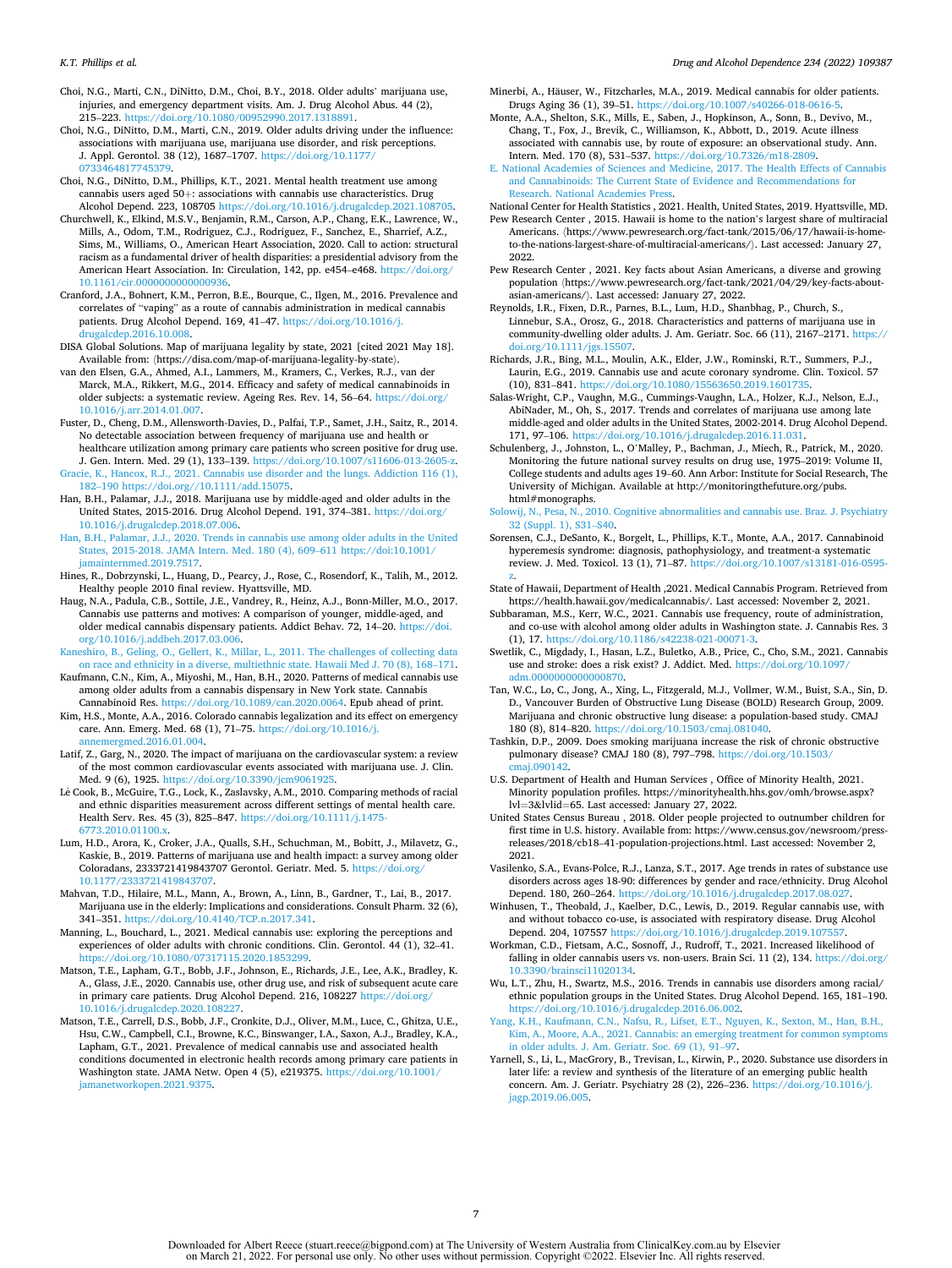Choi, N.G., Marti, C.N., DiNitto, D.M., Choi, B.Y., 2018. Older adults' marijuana use, injuries, and emergency department visits. Am. J. Drug Alcohol Abus. 44 (2), 215–223. https://doi.org/10.1080/00952990.2017.1318891.

Choi, N.G., DiNitto, D.M., Marti, C.N., 2019. Older adults driving under the influence: associations with marijuana use, marijuana use disorder, and risk perceptions. J. Appl. Gerontol. 38 (12), 1687–1707. https://doi.org/10.1177/0733464817745379.

Choi, N.G., DiNitto, D.M., Phillips, K.T., 2021. Mental health treatment use among cannabis users aged 50+: associations with cannabis use characteristics. Drug Alcohol Depend. 223, 108705 https://doi.org/10.1016/j.drugalcdep.2021.108705.

Churchwell, K., Elkind, M.S.V., Benjamin, R.M., Carson, A.P., Chang, E.K., Lawrence, W., Mills, A., Odom, T.M., Rodriguez, C.J., Rodriguez, F., Sanchez, E., Sharrief, A.Z., Sims, M., Williams, O., American Heart Association, 2020. Call to action: structural racism as a fundamental driver of health disparities: a presidential advisory from the American Heart Association. In: Circulation, 142, pp. e454–e468. https://doi.org/10.1161/cir.0000000000000936.

Cranford, J.A., Bohnert, K.M., Perron, B.E., Bourque, C., Ilgen, M., 2016. Prevalence and correlates of "vaping" as a route of cannabis administration in medical cannabis patients. Drug Alcohol Depend. 169, 41–47. https://doi.org/10.1016/j.drugalcdep.2016.10.008.

DISA Global Solutions. Map of marijuana legality by state, 2021 [cited 2021 May 18]. Available from: ⟨https://disa.com/map-of-marijuana-legality-by-state⟩.

van den Elsen, G.A., Ahmed, A.I., Lammers, M., Kramers, C., Verkes, R.J., van der Marck, M.A., Rikkert, M.G., 2014. Efficacy and safety of medical cannabinoids in older subjects: a systematic review. Ageing Res. Rev. 14, 56–64. https://doi.org/10.1016/j.arr.2014.01.007.

Fuster, D., Cheng, D.M., Allensworth-Davies, D., Palfai, T.P., Samet, J.H., Saitz, R., 2014. No detectable association between frequency of marijuana use and health or healthcare utilization among primary care patients who screen positive for drug use. J. Gen. Intern. Med. 29 (1), 133–139. https://doi.org/10.1007/s11606-013-2605-z.

Gracie, K., Hancox, R.J., 2021. Cannabis use disorder and the lungs. Addiction 116 (1), 182–190 https://doi.org//10.1111/add.15075.

Han, B.H., Palamar, J.J., 2018. Marijuana use by middle-aged and older adults in the United States, 2015-2016. Drug Alcohol Depend. 191, 374–381. https://doi.org/10.1016/j.drugalcdep.2018.07.006.

Han, B.H., Palamar, J.J., 2020. Trends in cannabis use among older adults in the United States, 2015-2018. JAMA Intern. Med. 180 (4), 609–611 https://doi:10.1001/jamainternmed.2019.7517.

Hines, R., Dobrzynski, L., Huang, D., Pearcy, J., Rose, C., Rosendorf, K., Talih, M., 2012. Healthy people 2010 final review. Hyattsville, MD.

Haug, N.A., Padula, C.B., Sottile, J.E., Vandrey, R., Heinz, A.J., Bonn-Miller, M.O., 2017. Cannabis use patterns and motives: A comparison of younger, middle-aged, and older medical cannabis dispensary patients. Addict Behav. 72, 14–20. https://doi.org/10.1016/j.addbeh.2017.03.006.

Kaneshiro, B., Geling, O., Gellert, K., Millar, L., 2011. The challenges of collecting data on race and ethnicity in a diverse, multiethnic state. Hawaii Med J. 70 (8), 168–171.

Kaufmann, C.N., Kim, A., Miyoshi, M., Han, B.H., 2020. Patterns of medical cannabis use among older adults from a cannabis dispensary in New York state. Cannabis Cannabinoid Res. https://doi.org/10.1089/can.2020.0064. Epub ahead of print.

Kim, H.S., Monte, A.A., 2016. Colorado cannabis legalization and its effect on emergency care. Ann. Emerg. Med. 68 (1), 71–75. https://doi.org/10.1016/j.annemergmed.2016.01.004.

Latif, Z., Garg, N., 2020. The impact of marijuana on the cardiovascular system: a review of the most common cardiovascular events associated with marijuana use. J. Clin. Med. 9 (6), 1925. https://doi.org/10.3390/jcm9061925.

Lê Cook, B., McGuire, T.G., Lock, K., Zaslavsky, A.M., 2010. Comparing methods of racial and ethnic disparities measurement across different settings of mental health care. Health Serv. Res. 45 (3), 825–847. https://doi.org/10.1111/j.1475-6773.2010.01100.x.

Lum, H.D., Arora, K., Croker, J.A., Qualls, S.H., Schuchman, M., Bobitt, J., Milavetz, G., Kaskie, B., 2019. Patterns of marijuana use and health impact: a survey among older Coloradans, 2333721419843707 Gerontol. Geriatr. Med. 5. https://doi.org/10.1177/2333721419843707.

Mahvan, T.D., Hilaire, M.L., Mann, A., Brown, A., Linn, B., Gardner, T., Lai, B., 2017. Marijuana use in the elderly: Implications and considerations. Consult Pharm. 32 (6), 341–351. https://doi.org/10.4140/TCP.n.2017.341.

Manning, L., Bouchard, L., 2021. Medical cannabis use: exploring the perceptions and experiences of older adults with chronic conditions. Clin. Gerontol. 44 (1), 32–41. https://doi.org/10.1080/07317115.2020.1853299.

Matson, T.E., Lapham, G.T., Bobb, J.F., Johnson, E., Richards, J.E., Lee, A.K., Bradley, K.A., Glass, J.E., 2020. Cannabis use, other drug use, and risk of subsequent acute care in primary care patients. Drug Alcohol Depend. 216, 108227 https://doi.org/10.1016/j.drugalcdep.2020.108227.

Matson, T.E., Carrell, D.S., Bobb, J.F., Cronkite, D.J., Oliver, M.M., Luce, C., Ghitza, U.E., Hsu, C.W., Campbell, C.I., Browne, K.C., Binswanger, I.A., Saxon, A.J., Bradley, K.A., Lapham, G.T., 2021. Prevalence of medical cannabis use and associated health conditions documented in electronic health records among primary care patients in Washington state. JAMA Netw. Open 4 (5), e219375. https://doi.org/10.1001/jamanetworkopen.2021.9375.

Minerbi, A., Häuser, W., Fitzcharles, M.A., 2019. Medical cannabis for older patients. Drugs Aging 36 (1), 39–51. https://doi.org/10.1007/s40266-018-0616-5.

Monte, A.A., Shelton, S.K., Mills, E., Saben, J., Hopkinson, A., Sonn, B., Devivo, M., Chang, T., Fox, J., Brevik, C., Williamson, K., Abbott, D., 2019. Acute illness associated with cannabis use, by route of exposure: an observational study. Ann. Intern. Med. 170 (8), 531–537. https://doi.org/10.7326/m18-2809.

E. National Academies of Sciences and Medicine, 2017. The Health Effects of Cannabis and Cannabinoids: The Current State of Evidence and Recommendations for Research. National Academies Press.

National Center for Health Statistics , 2021. Health, United States, 2019. Hyattsville, MD.

Pew Research Center , 2015. Hawaii is home to the nation's largest share of multiracial Americans. ⟨https://www.pewresearch.org/fact-tank/2015/06/17/hawaii-is-home-to-the-nations-largest-share-of-multiracial-americans/⟩. Last accessed: January 27, 2022.

Pew Research Center , 2021. Key facts about Asian Americans, a diverse and growing population ⟨https://www.pewresearch.org/fact-tank/2021/04/29/key-facts-about-asian-americans/⟩. Last accessed: January 27, 2022.

Reynolds, I.R., Fixen, D.R., Parnes, B.L., Lum, H.D., Shanbhag, P., Church, S., Linnebur, S.A., Orosz, G., 2018. Characteristics and patterns of marijuana use in community-dwelling older adults. J. Am. Geriatr. Soc. 66 (11), 2167–2171. https://doi.org/10.1111/jgs.15507.

Richards, J.R., Bing, M.L., Moulin, A.K., Elder, J.W., Rominski, R.T., Summers, P.J., Laurin, E.G., 2019. Cannabis use and acute coronary syndrome. Clin. Toxicol. 57 (10), 831–841. https://doi.org/10.1080/15563650.2019.1601735.

Salas-Wright, C.P., Vaughn, M.G., Cummings-Vaughn, L.A., Holzer, K.J., Nelson, E.J., AbiNader, M., Oh, S., 2017. Trends and correlates of marijuana use among late middle-aged and older adults in the United States, 2002-2014. Drug Alcohol Depend. 171, 97–106. https://doi.org/10.1016/j.drugalcdep.2016.11.031.

Schulenberg, J., Johnston, L., O'Malley, P., Bachman, J., Miech, R., Patrick, M., 2020. Monitoring the future national survey results on drug use, 1975–2019: Volume II, College students and adults ages 19–60. Ann Arbor: Institute for Social Research, The University of Michigan. Available at http://monitoringthefuture.org/pubs.html#monographs.

Solowij, N., Pesa, N., 2010. Cognitive abnormalities and cannabis use. Braz. J. Psychiatry 32 (Suppl. 1), S31–S40.

Sorensen, C.J., DeSanto, K., Borgelt, L., Phillips, K.T., Monte, A.A., 2017. Cannabinoid hyperemesis syndrome: diagnosis, pathophysiology, and treatment-a systematic review. J. Med. Toxicol. 13 (1), 71–87. https://doi.org/10.1007/s13181-016-0595-z.

State of Hawaii, Department of Health ,2021. Medical Cannabis Program. Retrieved from https://health.hawaii.gov/medicalcannabis/. Last accessed: November 2, 2021.

Subbaraman, M.S., Kerr, W.C., 2021. Cannabis use frequency, route of administration, and co-use with alcohol among older adults in Washington state. J. Cannabis Res. 3 (1), 17. https://doi.org/10.1186/s42238-021-00071-3.

Swetlik, C., Migdady, I., Hasan, L.Z., Buletko, A.B., Price, C., Cho, S.M., 2021. Cannabis use and stroke: does a risk exist? J. Addict. Med. https://doi.org/10.1097/adm.0000000000000870.

Tan, W.C., Lo, C., Jong, A., Xing, L., Fitzgerald, M.J., Vollmer, W.M., Buist, S.A., Sin, D.D., Vancouver Burden of Obstructive Lung Disease (BOLD) Research Group, 2009. Marijuana and chronic obstructive lung disease: a population-based study. CMAJ 180 (8), 814–820. https://doi.org/10.1503/cmaj.081040.

Tashkin, D.P., 2009. Does smoking marijuana increase the risk of chronic obstructive pulmonary disease? CMAJ 180 (8), 797–798. https://doi.org/10.1503/cmaj.090142.

U.S. Department of Health and Human Services , Office of Minority Health, 2021. Minority population profiles. https://minorityhealth.hhs.gov/omh/browse.aspx?lvl=3&lvlid=65. Last accessed: January 27, 2022.

United States Census Bureau , 2018. Older people projected to outnumber children for first time in U.S. history. Available from: https://www.census.gov/newsroom/press-releases/2018/cb18-41-population-projections.html. Last accessed: November 2, 2021.

Vasilenko, S.A., Evans-Polce, R.J., Lanza, S.T., 2017. Age trends in rates of substance use disorders across ages 18-90: differences by gender and race/ethnicity. Drug Alcohol Depend. 180, 260–264. https://doi.org/10.1016/j.drugalcdep.2017.08.027.

Winhusen, T., Theobald, J., Kaelber, D.C., Lewis, D., 2019. Regular cannabis use, with and without tobacco co-use, is associated with respiratory disease. Drug Alcohol Depend. 204, 107557 https://doi.org/10.1016/j.drugalcdep.2019.107557.

Workman, C.D., Fietsam, A.C., Sosnoff, J., Rudroff, T., 2021. Increased likelihood of falling in older cannabis users vs. non-users. Brain Sci. 11 (2), 134. https://doi.org/10.3390/brainsci11020134.

Wu, L.T., Zhu, H., Swartz, M.S., 2016. Trends in cannabis use disorders among racial/ethnic population groups in the United States. Drug Alcohol Depend. 165, 181–190. https://doi.org/10.1016/j.drugalcdep.2016.06.002.

Yang, K.H., Kaufmann, C.N., Nafsu, R., Lifset, E.T., Nguyen, K., Sexton, M., Han, B.H., Kim, A., Moore, A.A., 2021. Cannabis: an emerging treatment for common symptoms in older adults. J. Am. Geriatr. Soc. 69 (1), 91–97.

Yarnell, S., Li, L., MacGrory, B., Trevisan, L., Kirwin, P., 2020. Substance use disorders in later life: a review and synthesis of the literature of an emerging public health concern. Am. J. Geriatr. Psychiatry 28 (2), 226–236. https://doi.org/10.1016/j.jagp.2019.06.005.